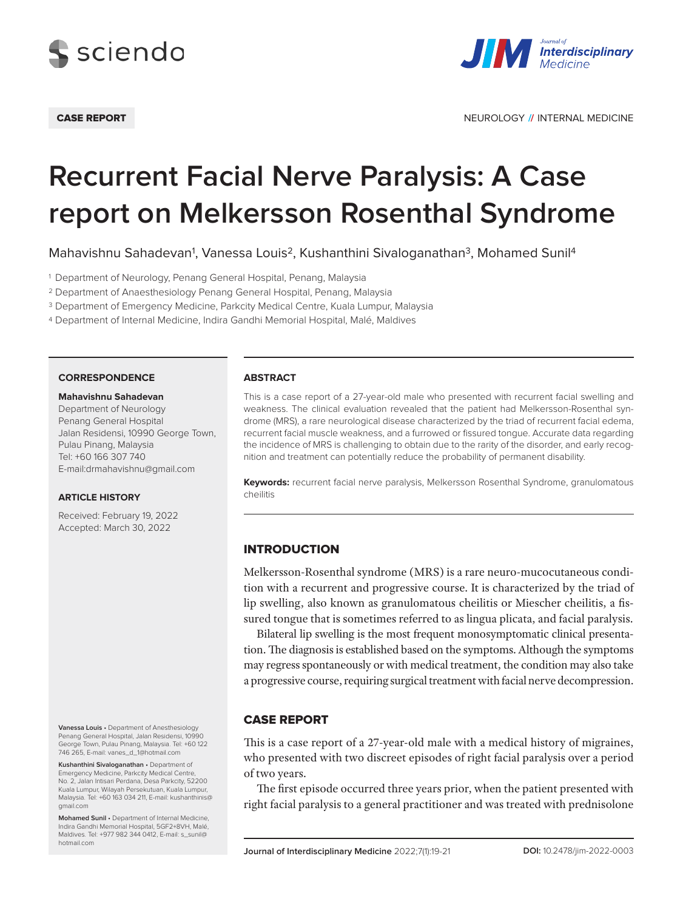CASE REPORT

NEUROLOGY // INTERNAL MEDICINE

# Recurrent Facial Nerve Paralysis: A Case report on Melkersson Rosenthal Syndrome

Mahavishnu Sahadevan[1], Vanessa Louis[2], Kushanthini Sivaloganathan[3], Mohamed Sunil[4]

[1] Department of Neurology, Penang General Hospital, Penang, Malaysia
[2] Department of Anaesthesiology Penang General Hospital, Penang, Malaysia
[3] Department of Emergency Medicine, Parkcity Medical Centre, Kuala Lumpur, Malaysia
[4] Department of Internal Medicine, Indira Gandhi Memorial Hospital, Malé, Maldives

**CORRESPONDENCE**

**Mahavishnu Sahadevan**
Department of Neurology
Penang General Hospital
Jalan Residensi, 10990 George Town,
Pulau Pinang, Malaysia
Tel: +60 166 307 740
E-mail:drmahavishnu@gmail.com

**ARTICLE HISTORY**

Received: February 19, 2022
Accepted: March 30, 2022

**Vanessa Louis** • Department of Anesthesiology Penang General Hospital, Jalan Residensi, 10990 George Town, Pulau Pinang, Malaysia. Tel: +60 122 746 265, E-mail: vanes_d_1@hotmail.com

**Kushanthini Sivaloganathan** • Department of Emergency Medicine, Parkcity Medical Centre, No. 2, Jalan Intisari Perdana, Desa Parkcity, 52200 Kuala Lumpur, Wilayah Persekutuan, Kuala Lumpur, Malaysia. Tel: +60 163 034 211, E-mail: kushanthinis@gmail.com

**Mohamed Sunil** • Department of Internal Medicine, Indira Gandhi Memorial Hospital, 5GF2+8VH, Malé, Maldives. Tel: +977 982 344 0412, E-mail: s_sunil@hotmail.com

**ABSTRACT**

This is a case report of a 27-year-old male who presented with recurrent facial swelling and weakness. The clinical evaluation revealed that the patient had Melkersson-Rosenthal syndrome (MRS), a rare neurological disease characterized by the triad of recurrent facial edema, recurrent facial muscle weakness, and a furrowed or fissured tongue. Accurate data regarding the incidence of MRS is challenging to obtain due to the rarity of the disorder, and early recognition and treatment can potentially reduce the probability of permanent disability.

**Keywords:** recurrent facial nerve paralysis, Melkersson Rosenthal Syndrome, granulomatous cheilitis

## INTRODUCTION

Melkersson-Rosenthal syndrome (MRS) is a rare neuro-mucocutaneous condition with a recurrent and progressive course. It is characterized by the triad of lip swelling, also known as granulomatous cheilitis or Miescher cheilitis, a fissured tongue that is sometimes referred to as lingua plicata, and facial paralysis.

Bilateral lip swelling is the most frequent monosymptomatic clinical presentation. The diagnosis is established based on the symptoms. Although the symptoms may regress spontaneously or with medical treatment, the condition may also take a progressive course, requiring surgical treatment with facial nerve decompression.

## CASE REPORT

This is a case report of a 27-year-old male with a medical history of migraines, who presented with two discreet episodes of right facial paralysis over a period of two years.

The first episode occurred three years prior, when the patient presented with right facial paralysis to a general practitioner and was treated with prednisolone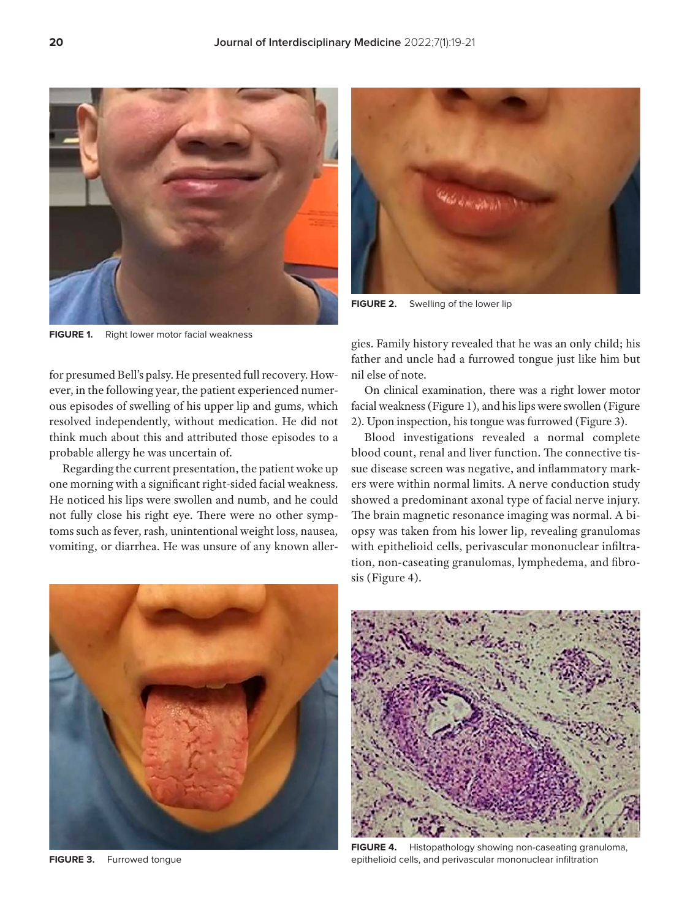FIGURE 1. Right lower motor facial weakness

FIGURE 2. Swelling of the lower lip

for presumed Bell's palsy. He presented full recovery. However, in the following year, the patient experienced numerous episodes of swelling of his upper lip and gums, which resolved independently, without medication. He did not think much about this and attributed those episodes to a probable allergy he was uncertain of.

Regarding the current presentation, the patient woke up one morning with a significant right-sided facial weakness. He noticed his lips were swollen and numb, and he could not fully close his right eye. There were no other symptoms such as fever, rash, unintentional weight loss, nausea, vomiting, or diarrhea. He was unsure of any known allergies. Family history revealed that he was an only child; his father and uncle had a furrowed tongue just like him but nil else of note.

On clinical examination, there was a right lower motor facial weakness (Figure 1), and his lips were swollen (Figure 2). Upon inspection, his tongue was furrowed (Figure 3).

Blood investigations revealed a normal complete blood count, renal and liver function. The connective tissue disease screen was negative, and inflammatory markers were within normal limits. A nerve conduction study showed a predominant axonal type of facial nerve injury. The brain magnetic resonance imaging was normal. A biopsy was taken from his lower lip, revealing granulomas with epithelioid cells, perivascular mononuclear infiltration, non-caseating granulomas, lymphedema, and fibrosis (Figure 4).

FIGURE 3. Furrowed tongue

FIGURE 4. Histopathology showing non-caseating granuloma, epithelioid cells, and perivascular mononuclear infiltration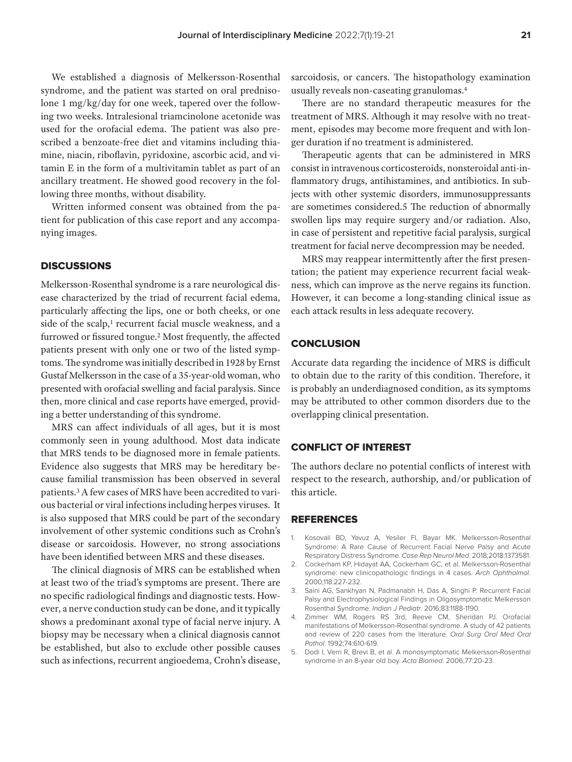We established a diagnosis of Melkersson-Rosenthal syndrome, and the patient was started on oral prednisolone 1 mg/kg/day for one week, tapered over the following two weeks. Intralesional triamcinolone acetonide was used for the orofacial edema. The patient was also prescribed a benzoate-free diet and vitamins including thiamine, niacin, riboflavin, pyridoxine, ascorbic acid, and vitamin E in the form of a multivitamin tablet as part of an ancillary treatment. He showed good recovery in the following three months, without disability.

Written informed consent was obtained from the patient for publication of this case report and any accompanying images.

## DISCUSSIONS

Melkersson-Rosenthal syndrome is a rare neurological disease characterized by the triad of recurrent facial edema, particularly affecting the lips, one or both cheeks, or one side of the scalp,[1] recurrent facial muscle weakness, and a furrowed or fissured tongue.[2] Most frequently, the affected patients present with only one or two of the listed symptoms. The syndrome was initially described in 1928 by Ernst Gustaf Melkersson in the case of a 35-year-old woman, who presented with orofacial swelling and facial paralysis. Since then, more clinical and case reports have emerged, providing a better understanding of this syndrome.

MRS can affect individuals of all ages, but it is most commonly seen in young adulthood. Most data indicate that MRS tends to be diagnosed more in female patients. Evidence also suggests that MRS may be hereditary because familial transmission has been observed in several patients.[3] A few cases of MRS have been accredited to various bacterial or viral infections including herpes viruses. It is also supposed that MRS could be part of the secondary involvement of other systemic conditions such as Crohn's disease or sarcoidosis. However, no strong associations have been identified between MRS and these diseases.

The clinical diagnosis of MRS can be established when at least two of the triad's symptoms are present. There are no specific radiological findings and diagnostic tests. However, a nerve conduction study can be done, and it typically shows a predominant axonal type of facial nerve injury. A biopsy may be necessary when a clinical diagnosis cannot be established, but also to exclude other possible causes such as infections, recurrent angioedema, Crohn's disease, sarcoidosis, or cancers. The histopathology examination usually reveals non-caseating granulomas.[4]

There are no standard therapeutic measures for the treatment of MRS. Although it may resolve with no treatment, episodes may become more frequent and with longer duration if no treatment is administered.

Therapeutic agents that can be administered in MRS consist in intravenous corticosteroids, nonsteroidal anti-inflammatory drugs, antihistamines, and antibiotics. In subjects with other systemic disorders, immunosuppressants are sometimes considered.5 The reduction of abnormally swollen lips may require surgery and/or radiation. Also, in case of persistent and repetitive facial paralysis, surgical treatment for facial nerve decompression may be needed.

MRS may reappear intermittently after the first presentation; the patient may experience recurrent facial weakness, which can improve as the nerve regains its function. However, it can become a long-standing clinical issue as each attack results in less adequate recovery.

## CONCLUSION

Accurate data regarding the incidence of MRS is difficult to obtain due to the rarity of this condition. Therefore, it is probably an underdiagnosed condition, as its symptoms may be attributed to other common disorders due to the overlapping clinical presentation.

## CONFLICT OF INTEREST

The authors declare no potential conflicts of interest with respect to the research, authorship, and/or publication of this article.

## REFERENCES

1. Kosovali BD, Yavuz A, Yesiler FI, Bayar MK. Melkersson-Rosenthal Syndrome: A Rare Cause of Recurrent Facial Nerve Palsy and Acute Respiratory Distress Syndrome. *Case Rep Neurol Med*. 2018;2018:1373581.
2. Cockerham KP, Hidayat AA, Cockerham GC, et al. Melkersson-Rosenthal syndrome: new clinicopathologic findings in 4 cases. *Arch Ophthalmol*. 2000;118:227-232.
3. Saini AG, Sankhyan N, Padmanabh H, Das A, Singhi P. Recurrent Facial Palsy and Electrophysiological Findings in Oligosymptomatic Melkersson Rosenthal Syndrome. *Indian J Pediatr*. 2016;83:1188-1190.
4. Zimmer WM, Rogers RS 3rd, Reeve CM, Sheridan PJ. Orofacial manifestations of Melkersson-Rosenthal syndrome. A study of 42 patients and review of 220 cases from the literature. *Oral Surg Oral Med Oral Pathol*. 1992;74:610-619.
5. Dodi I, Verri R, Brevi B, et al. A monosymptomatic Melkersson-Rosenthal syndrome in an 8-year old boy. *Acta Biomed*. 2006;77:20-23.